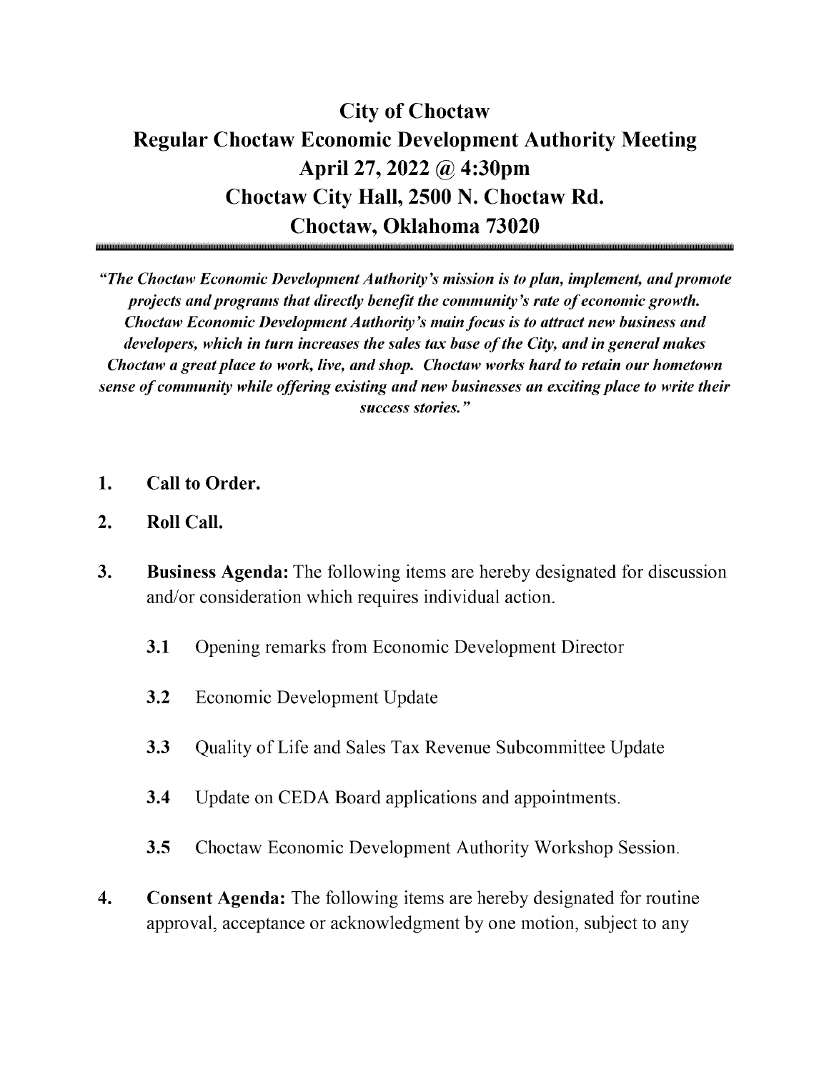# City of Choctaw
# Regular Choctaw Economic Development Authority Meeting
# April 27, 2022 @ 4:30pm
# Choctaw City Hall, 2500 N. Choctaw Rd.
# Choctaw, Oklahoma 73020

***"The Choctaw Economic Development Authority's mission is to plan, implement, and promote projects and programs that directly benefit the community's rate of economic growth. Choctaw Economic Development Authority's main focus is to attract new business and developers, which in turn increases the sales tax base of the City, and in general makes Choctaw a great place to work, live, and shop. Choctaw works hard to retain our hometown sense of community while offering existing and new businesses an exciting place to write their success stories."***

1. **Call to Order.**

2. **Roll Call.**

3. **Business Agenda:** The following items are hereby designated for discussion and/or consideration which requires individual action.

   **3.1** Opening remarks from Economic Development Director

   **3.2** Economic Development Update

   **3.3** Quality of Life and Sales Tax Revenue Subcommittee Update

   **3.4** Update on CEDA Board applications and appointments.

   **3.5** Choctaw Economic Development Authority Workshop Session.

4. **Consent Agenda:** The following items are hereby designated for routine approval, acceptance or acknowledgment by one motion, subject to any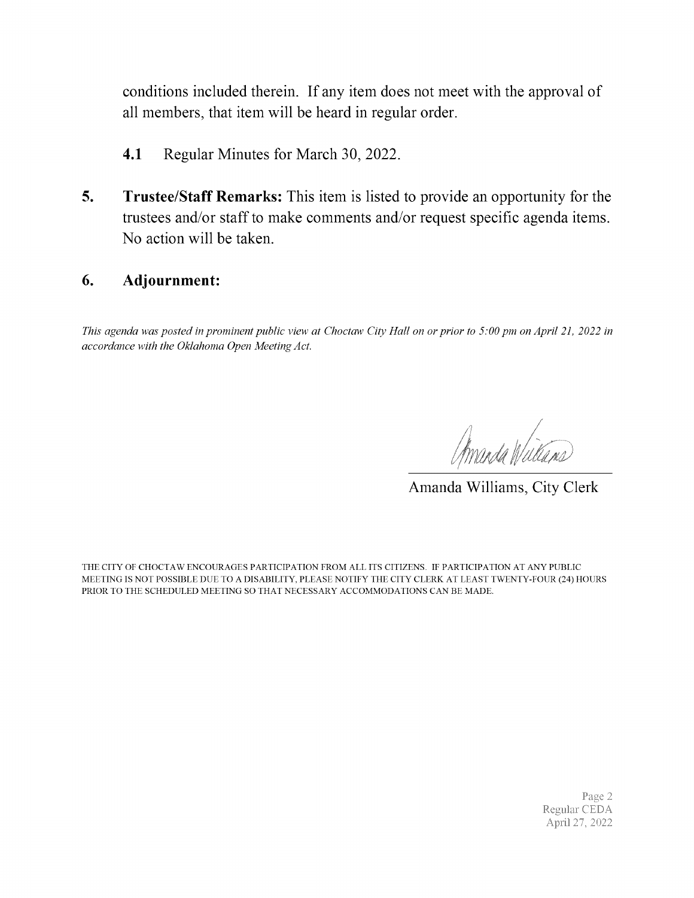conditions included therein. If any item does not meet with the approval of all members, that item will be heard in regular order.

**4.1** Regular Minutes for March 30, 2022.

**5. Trustee/Staff Remarks:** This item is listed to provide an opportunity for the trustees and/or staff to make comments and/or request specific agenda items. No action will be taken.

**6. Adjournment:**

*This agenda was posted in prominent public view at Choctaw City Hall on or prior to 5:00 pm on April 21, 2022 in accordance with the Oklahoma Open Meeting Act.*

Amanda Williams, City Clerk

THE CITY OF CHOCTAW ENCOURAGES PARTICIPATION FROM ALL ITS CITIZENS. IF PARTICIPATION AT ANY PUBLIC MEETING IS NOT POSSIBLE DUE TO A DISABILITY, PLEASE NOTIFY THE CITY CLERK AT LEAST TWENTY-FOUR (24) HOURS PRIOR TO THE SCHEDULED MEETING SO THAT NECESSARY ACCOMMODATIONS CAN BE MADE.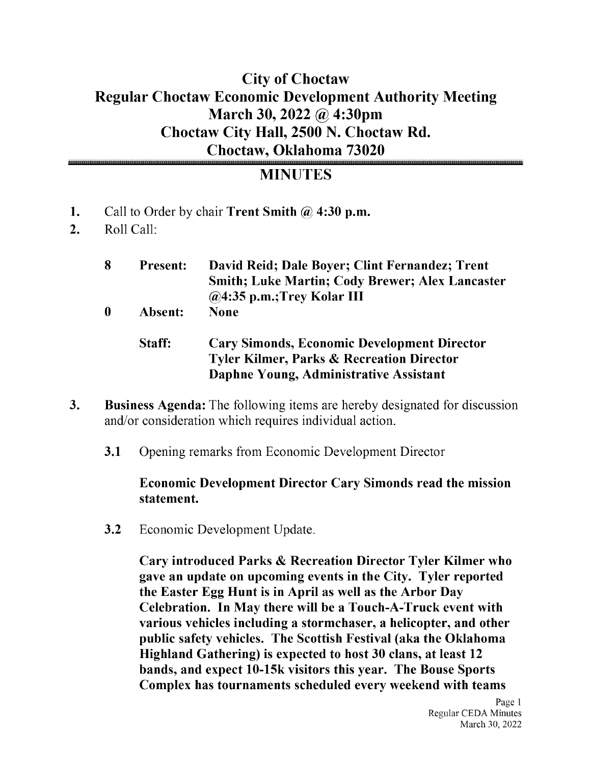# City of Choctaw
# Regular Choctaw Economic Development Authority Meeting
# March 30, 2022 @ 4:30pm
# Choctaw City Hall, 2500 N. Choctaw Rd.
# Choctaw, Oklahoma 73020

## MINUTES

1. Call to Order by chair **Trent Smith @ 4:30 p.m.**
2. Roll Call:

| | | |
|---|---|---|
| **8** | **Present:** | **David Reid; Dale Boyer; Clint Fernandez; Trent Smith; Luke Martin; Cody Brewer; Alex Lancaster @4:35 p.m.;Trey Kolar III** |
| **0** | **Absent:** | **None** |
| | **Staff:** | **Cary Simonds, Economic Development Director**<br>**Tyler Kilmer, Parks & Recreation Director**<br>**Daphne Young, Administrative Assistant** |

3. **Business Agenda:** The following items are hereby designated for discussion and/or consideration which requires individual action.

   **3.1** Opening remarks from Economic Development Director

   **Economic Development Director Cary Simonds read the mission statement.**

   **3.2** Economic Development Update.

   **Cary introduced Parks & Recreation Director Tyler Kilmer who gave an update on upcoming events in the City. Tyler reported the Easter Egg Hunt is in April as well as the Arbor Day Celebration. In May there will be a Touch-A-Truck event with various vehicles including a stormchaser, a helicopter, and other public safety vehicles. The Scottish Festival (aka the Oklahoma Highland Gathering) is expected to host 30 clans, at least 12 bands, and expect 10-15k visitors this year. The Bouse Sports Complex has tournaments scheduled every weekend with teams**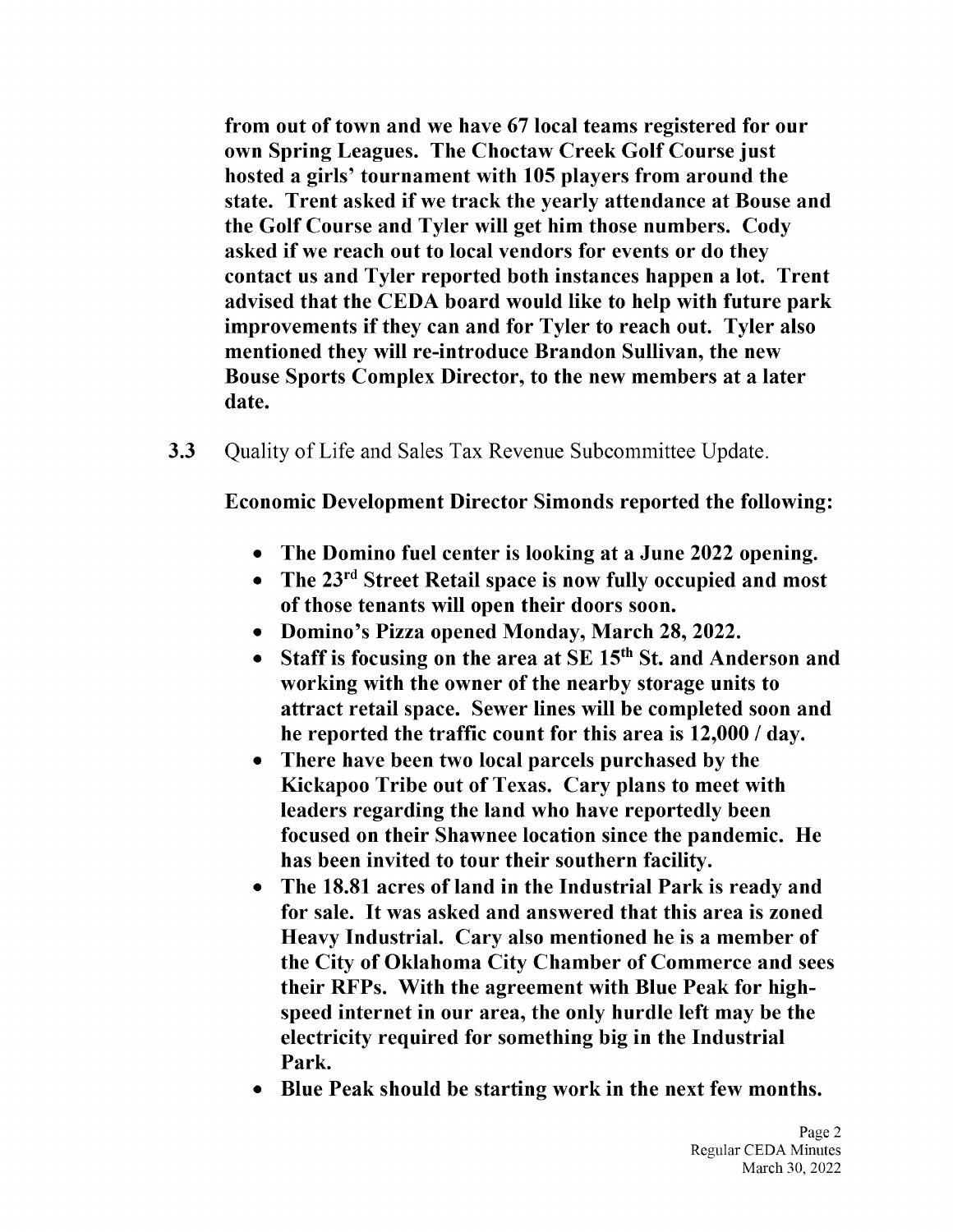**from out of town and we have 67 local teams registered for our own Spring Leagues. The Choctaw Creek Golf Course just hosted a girls' tournament with 105 players from around the state. Trent asked if we track the yearly attendance at Bouse and the Golf Course and Tyler will get him those numbers. Cody asked if we reach out to local vendors for events or do they contact us and Tyler reported both instances happen a lot. Trent advised that the CEDA board would like to help with future park improvements if they can and for Tyler to reach out. Tyler also mentioned they will re-introduce Brandon Sullivan, the new Bouse Sports Complex Director, to the new members at a later date.**

**3.3** Quality of Life and Sales Tax Revenue Subcommittee Update.

**Economic Development Director Simonds reported the following:**

- **The Domino fuel center is looking at a June 2022 opening.**
- **The 23rd Street Retail space is now fully occupied and most of those tenants will open their doors soon.**
- **Domino's Pizza opened Monday, March 28, 2022.**
- **Staff is focusing on the area at SE 15th St. and Anderson and working with the owner of the nearby storage units to attract retail space. Sewer lines will be completed soon and he reported the traffic count for this area is 12,000 / day.**
- **There have been two local parcels purchased by the Kickapoo Tribe out of Texas. Cary plans to meet with leaders regarding the land who have reportedly been focused on their Shawnee location since the pandemic. He has been invited to tour their southern facility.**
- **The 18.81 acres of land in the Industrial Park is ready and for sale. It was asked and answered that this area is zoned Heavy Industrial. Cary also mentioned he is a member of the City of Oklahoma City Chamber of Commerce and sees their RFPs. With the agreement with Blue Peak for high-speed internet in our area, the only hurdle left may be the electricity required for something big in the Industrial Park.**
- **Blue Peak should be starting work in the next few months.**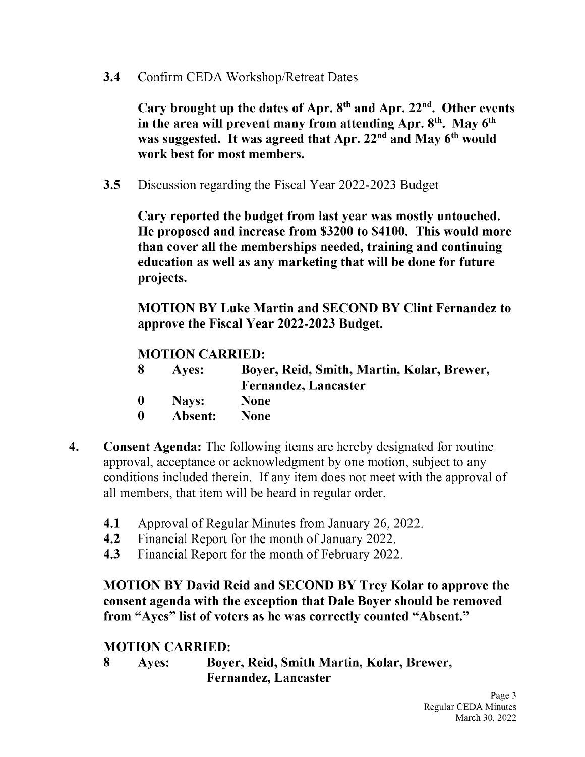**3.4** Confirm CEDA Workshop/Retreat Dates

**Cary brought up the dates of Apr. 8th and Apr. 22nd. Other events in the area will prevent many from attending Apr. 8th. May 6th was suggested. It was agreed that Apr. 22nd and May 6th would work best for most members.**

**3.5** Discussion regarding the Fiscal Year 2022-2023 Budget

**Cary reported the budget from last year was mostly untouched. He proposed and increase from $3200 to $4100. This would more than cover all the memberships needed, training and continuing education as well as any marketing that will be done for future projects.**

**MOTION BY Luke Martin and SECOND BY Clint Fernandez to approve the Fiscal Year 2022-2023 Budget.**

**MOTION CARRIED:**

| | | |
|---|---|---|
| **8** | **Ayes:** | **Boyer, Reid, Smith, Martin, Kolar, Brewer, Fernandez, Lancaster** |
| **0** | **Nays:** | **None** |
| **0** | **Absent:** | **None** |

**4. Consent Agenda:** The following items are hereby designated for routine approval, acceptance or acknowledgment by one motion, subject to any conditions included therein. If any item does not meet with the approval of all members, that item will be heard in regular order.

- **4.1** Approval of Regular Minutes from January 26, 2022.
- **4.2** Financial Report for the month of January 2022.
- **4.3** Financial Report for the month of February 2022.

**MOTION BY David Reid and SECOND BY Trey Kolar to approve the consent agenda with the exception that Dale Boyer should be removed from "Ayes" list of voters as he was correctly counted "Absent."**

**MOTION CARRIED:**

| | | |
|---|---|---|
| **8** | **Ayes:** | **Boyer, Reid, Smith Martin, Kolar, Brewer, Fernandez, Lancaster** |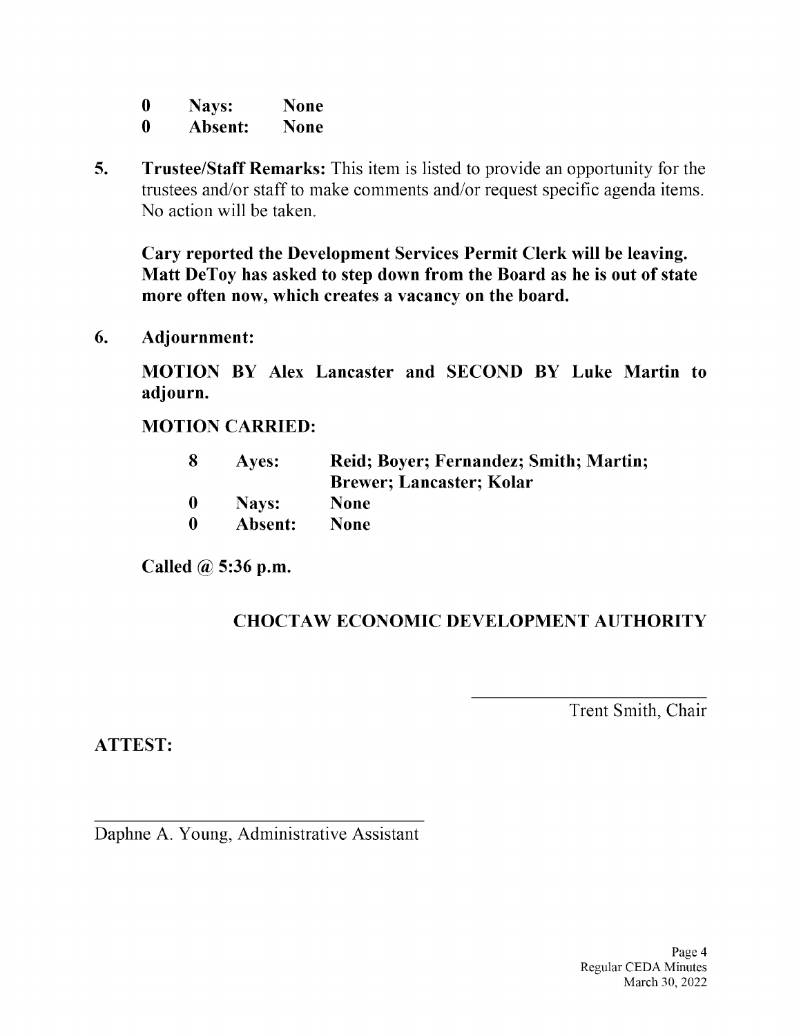| | | |
|---|---|---|
| **0** | **Nays:** | **None** |
| **0** | **Absent:** | **None** |

5. **Trustee/Staff Remarks:** This item is listed to provide an opportunity for the trustees and/or staff to make comments and/or request specific agenda items. No action will be taken.

   **Cary reported the Development Services Permit Clerk will be leaving. Matt DeToy has asked to step down from the Board as he is out of state more often now, which creates a vacancy on the board.**

6. **Adjournment:**

   **MOTION BY Alex Lancaster and SECOND BY Luke Martin to adjourn.**

   **MOTION CARRIED:**

| | | |
|---|---|---|
| **8** | **Ayes:** | **Reid; Boyer; Fernandez; Smith; Martin; Brewer; Lancaster; Kolar** |
| **0** | **Nays:** | **None** |
| **0** | **Absent:** | **None** |

   **Called @ 5:36 p.m.**

**CHOCTAW ECONOMIC DEVELOPMENT AUTHORITY**

\_\_\_\_\_\_\_\_\_\_\_\_\_\_\_\_\_\_\_\_\_\_\_\_\_\_\_

Trent Smith, Chair

**ATTEST:**

\_\_\_\_\_\_\_\_\_\_\_\_\_\_\_\_\_\_\_\_\_\_\_\_\_\_\_\_\_\_\_\_\_\_\_\_\_

Daphne A. Young, Administrative Assistant